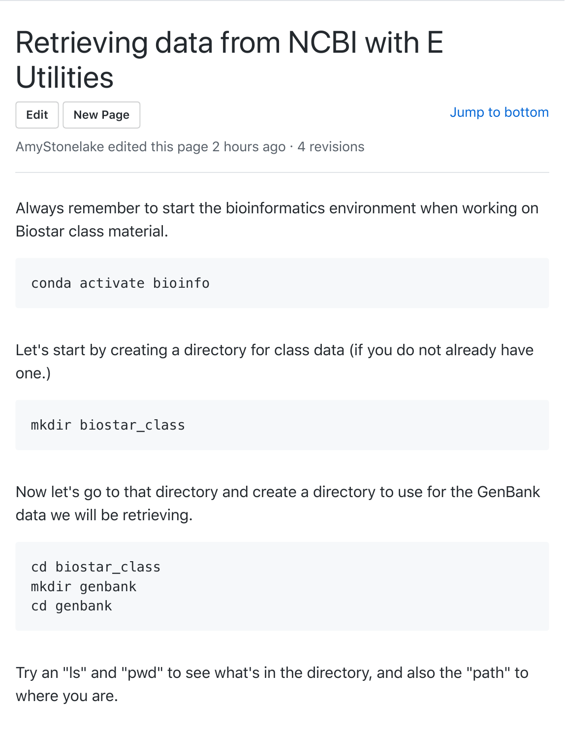# Retrieving data from NCBI with E Utilities

Edit New Page Jump to bottom

AmyStonelake edited this page 2 hours ago · 4 revisions

Always remember to start the bioinformatics environment when working on Biostar class material.

```
conda activate bioinfo
```

Let's start by creating a directory for class data (if you do not already have one.)

```
mkdir biostar_class
```

Now let's go to that directory and create a directory to use for the GenBank data we will be retrieving.

```
cd biostar_class
mkdir genbank
cd genbank
```

Try an "ls" and "pwd" to see what's in the directory, and also the "path" to where you are.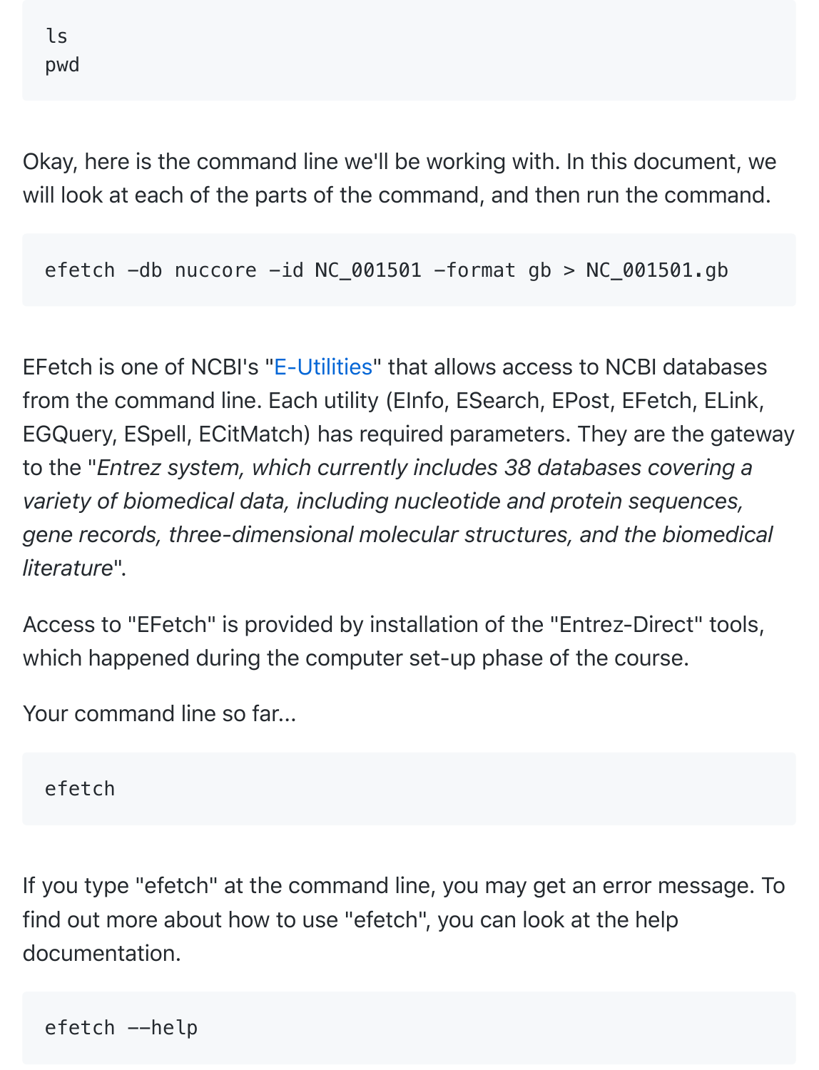```
ls
pwd
```

Okay, here is the command line we'll be working with. In this document, we will look at each of the parts of the command, and then run the command.

```
efetch -db nuccore -id NC_001501 -format gb > NC_001501.gb
```

EFetch is one of NCBI's "E-Utilities" that allows access to NCBI databases from the command line. Each utility (EInfo, ESearch, EPost, EFetch, ELink, EGQuery, ESpell, ECitMatch) has required parameters. They are the gateway to the "*Entrez system, which currently includes 38 databases covering a variety of biomedical data, including nucleotide and protein sequences, gene records, three-dimensional molecular structures, and the biomedical literature*".

Access to "EFetch" is provided by installation of the "Entrez-Direct" tools, which happened during the computer set-up phase of the course.

Your command line so far...

```
efetch
```

If you type "efetch" at the command line, you may get an error message. To find out more about how to use "efetch", you can look at the help documentation.

```
efetch --help
```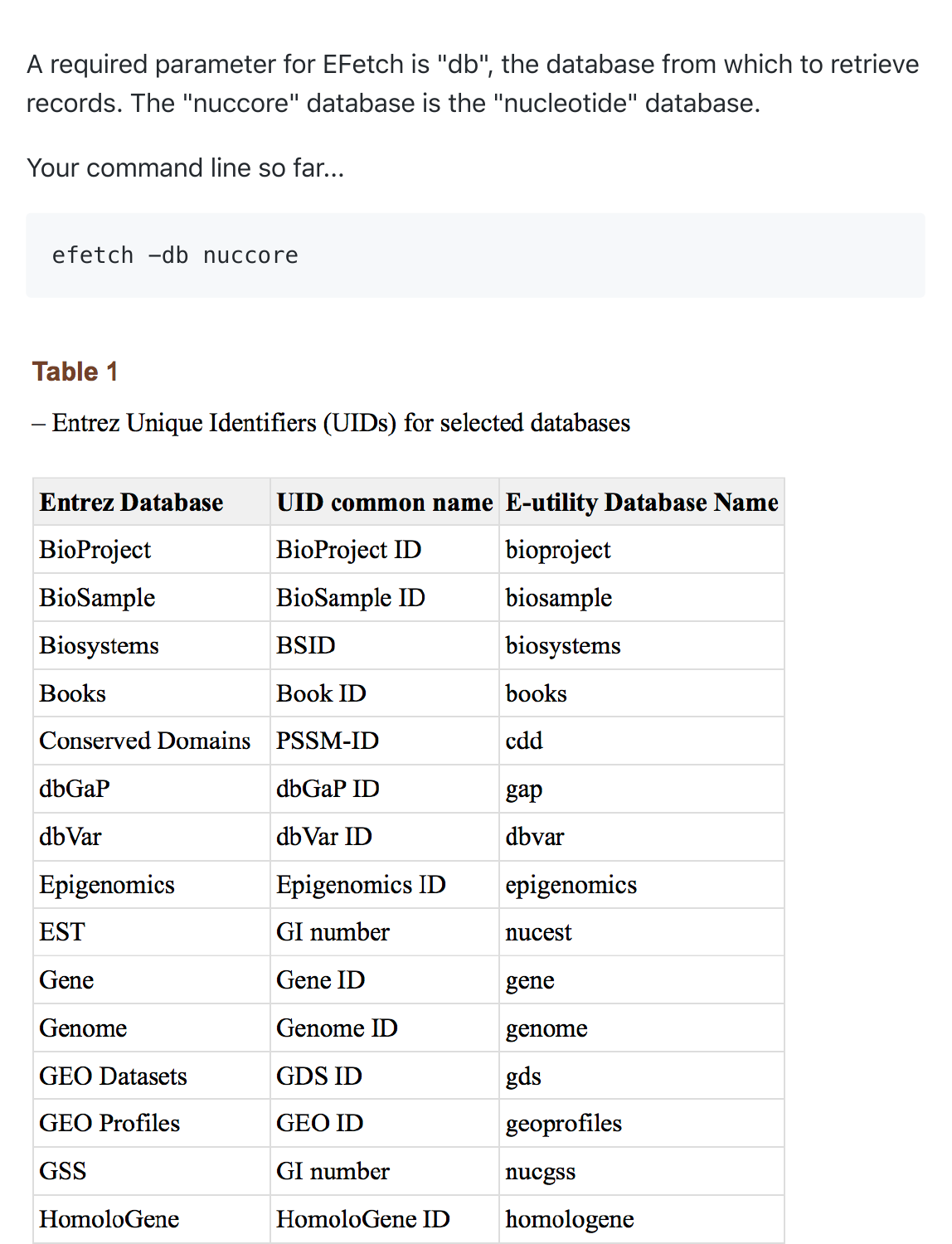A required parameter for EFetch is "db", the database from which to retrieve records. The "nuccore" database is the "nucleotide" database.

Your command line so far...

```
efetch -db nuccore
```

### Table 1

– Entrez Unique Identifiers (UIDs) for selected databases

| Entrez Database | UID common name | E-utility Database Name |
|---|---|---|
| BioProject | BioProject ID | bioproject |
| BioSample | BioSample ID | biosample |
| Biosystems | BSID | biosystems |
| Books | Book ID | books |
| Conserved Domains | PSSM-ID | cdd |
| dbGaP | dbGaP ID | gap |
| dbVar | dbVar ID | dbvar |
| Epigenomics | Epigenomics ID | epigenomics |
| EST | GI number | nucest |
| Gene | Gene ID | gene |
| Genome | Genome ID | genome |
| GEO Datasets | GDS ID | gds |
| GEO Profiles | GEO ID | geoprofiles |
| GSS | GI number | nucgss |
| HomoloGene | HomoloGene ID | homologene |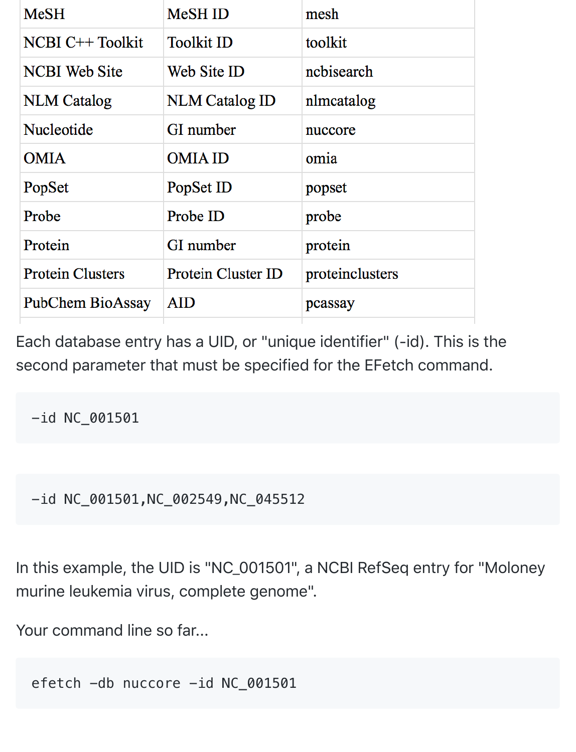| MeSH | MeSH ID | mesh |
|---|---|---|
| NCBI C++ Toolkit | Toolkit ID | toolkit |
| NCBI Web Site | Web Site ID | ncbisearch |
| NLM Catalog | NLM Catalog ID | nlmcatalog |
| Nucleotide | GI number | nuccore |
| OMIA | OMIA ID | omia |
| PopSet | PopSet ID | popset |
| Probe | Probe ID | probe |
| Protein | GI number | protein |
| Protein Clusters | Protein Cluster ID | proteinclusters |
| PubChem BioAssay | AID | pcassay |

Each database entry has a UID, or "unique identifier" (-id). This is the second parameter that must be specified for the EFetch command.

```
-id NC_001501
```

```
-id NC_001501,NC_002549,NC_045512
```

In this example, the UID is "NC_001501", a NCBI RefSeq entry for "Moloney murine leukemia virus, complete genome".

Your command line so far...

```
efetch -db nuccore -id NC_001501
```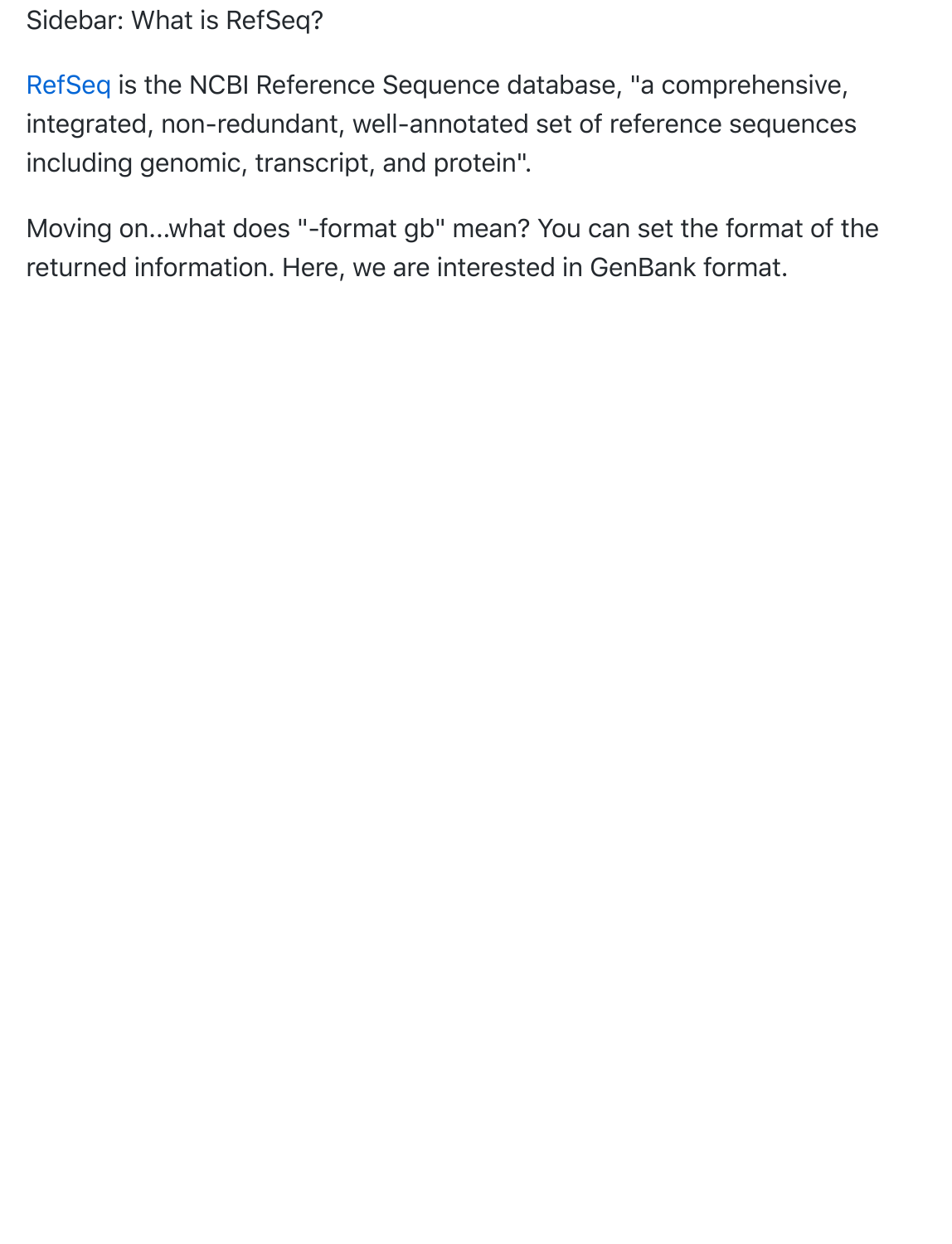Sidebar: What is RefSeq?

RefSeq is the NCBI Reference Sequence database, "a comprehensive, integrated, non-redundant, well-annotated set of reference sequences including genomic, transcript, and protein".

Moving on...what does "-format gb" mean? You can set the format of the returned information. Here, we are interested in GenBank format.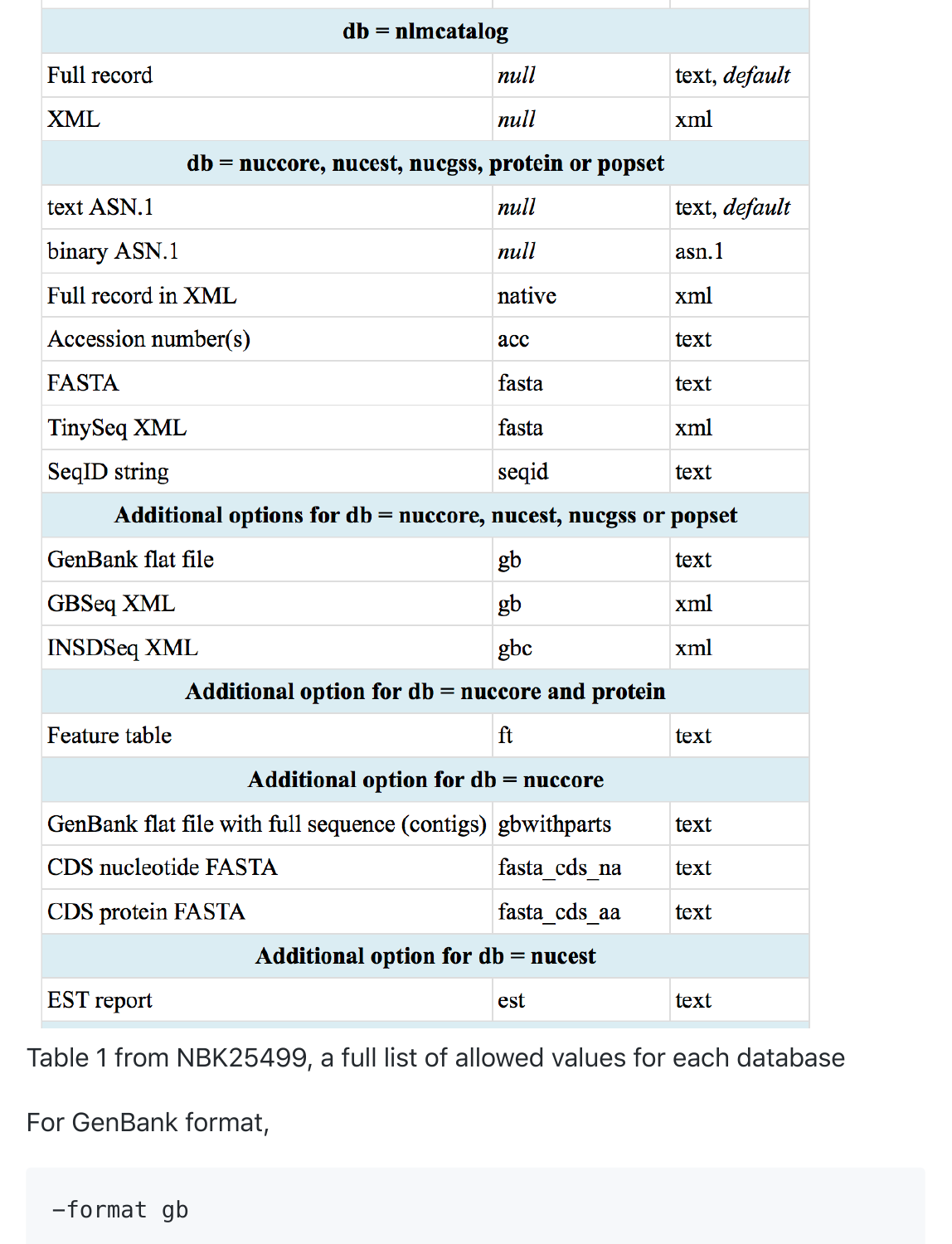| | | |
|---|---|---|
| **db = nlmcatalog** | | |
| Full record | *null* | text, *default* |
| XML | *null* | xml |
| **db = nuccore, nucest, nucgss, protein or popset** | | |
| text ASN.1 | *null* | text, *default* |
| binary ASN.1 | *null* | asn.1 |
| Full record in XML | native | xml |
| Accession number(s) | acc | text |
| FASTA | fasta | text |
| TinySeq XML | fasta | xml |
| SeqID string | seqid | text |
| **Additional options for db = nuccore, nucest, nucgss or popset** | | |
| GenBank flat file | gb | text |
| GBSeq XML | gb | xml |
| INSDSeq XML | gbc | xml |
| **Additional option for db = nuccore and protein** | | |
| Feature table | ft | text |
| **Additional option for db = nuccore** | | |
| GenBank flat file with full sequence (contigs) | gbwithparts | text |
| CDS nucleotide FASTA | fasta_cds_na | text |
| CDS protein FASTA | fasta_cds_aa | text |
| **Additional option for db = nucest** | | |
| EST report | est | text |

Table 1 from NBK25499, a full list of allowed values for each database

For GenBank format,

```
-format gb
```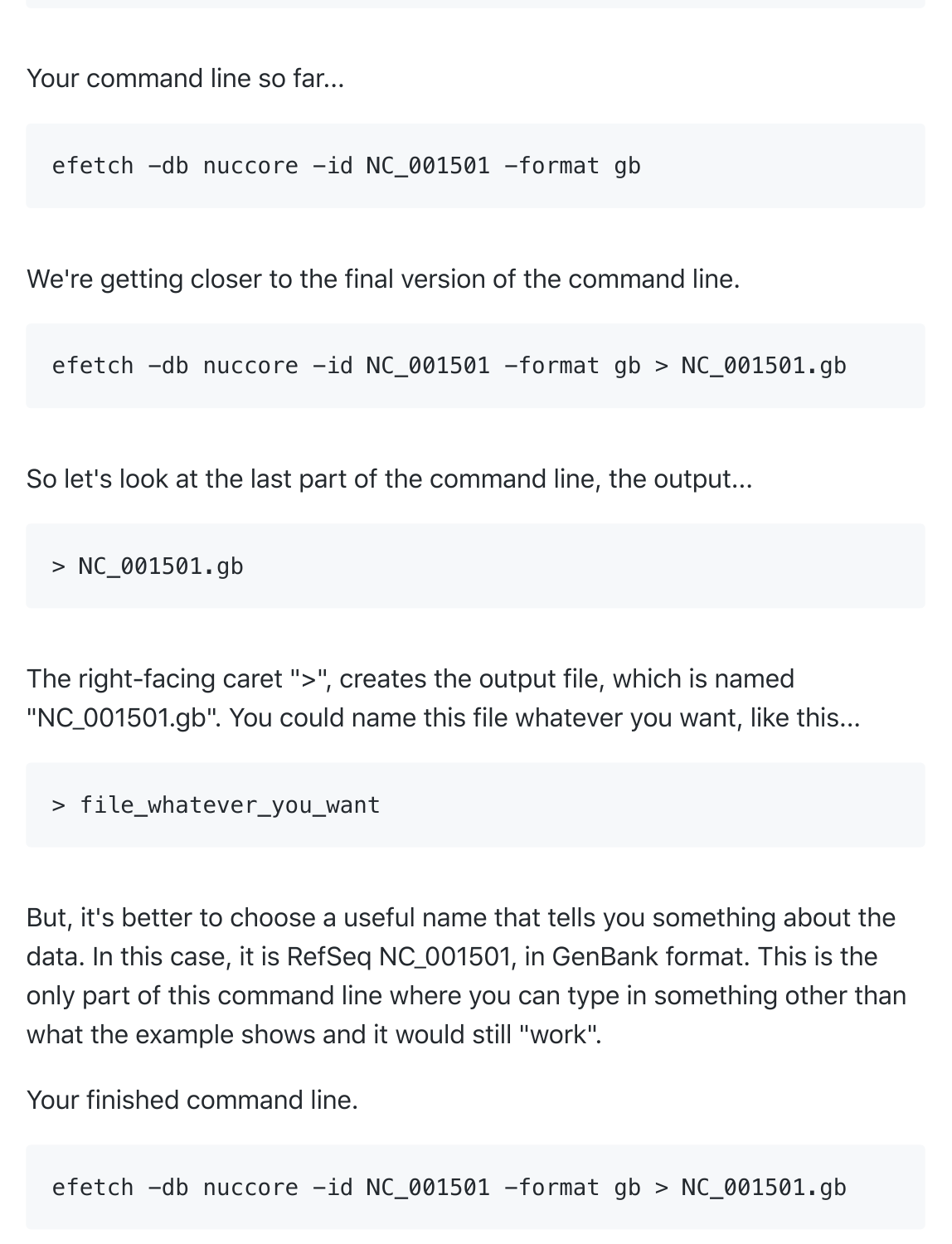Your command line so far...

```
efetch -db nuccore -id NC_001501 -format gb
```

We're getting closer to the final version of the command line.

```
efetch -db nuccore -id NC_001501 -format gb > NC_001501.gb
```

So let's look at the last part of the command line, the output...

```
> NC_001501.gb
```

The right-facing caret ">", creates the output file, which is named "NC_001501.gb". You could name this file whatever you want, like this...

```
> file_whatever_you_want
```

But, it's better to choose a useful name that tells you something about the data. In this case, it is RefSeq NC_001501, in GenBank format. This is the only part of this command line where you can type in something other than what the example shows and it would still "work".

Your finished command line.

```
efetch -db nuccore -id NC_001501 -format gb > NC_001501.gb
```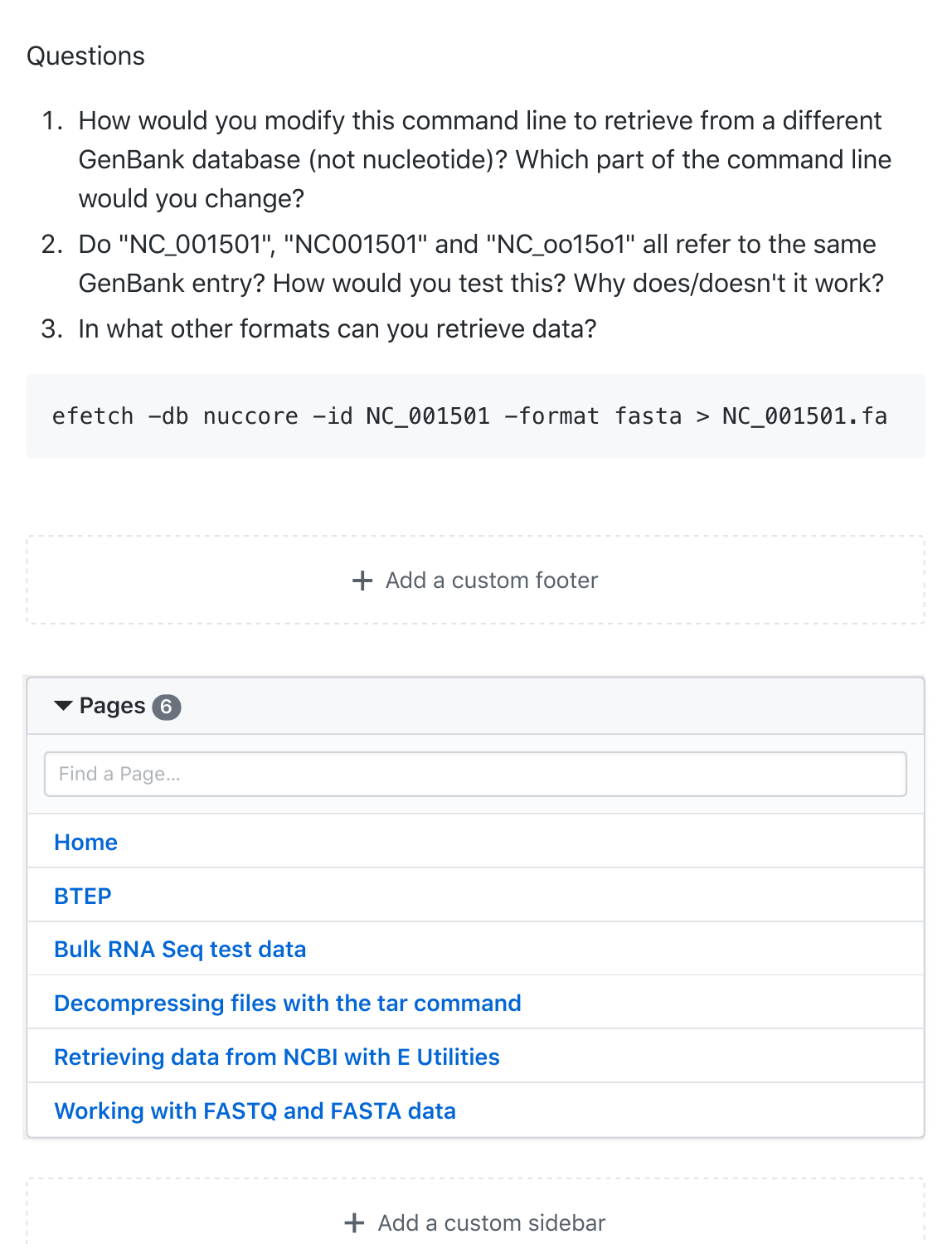Questions

1. How would you modify this command line to retrieve from a different GenBank database (not nucleotide)? Which part of the command line would you change?
2. Do "NC_001501", "NC001501" and "NC_oo15o1" all refer to the same GenBank entry? How would you test this? Why does/doesn't it work?
3. In what other formats can you retrieve data?

```
efetch -db nuccore -id NC_001501 -format fasta > NC_001501.fa
```

+ Add a custom footer

Pages 6

Find a Page...

- Home
- BTEP
- Bulk RNA Seq test data
- Decompressing files with the tar command
- Retrieving data from NCBI with E Utilities
- Working with FASTQ and FASTA data

+ Add a custom sidebar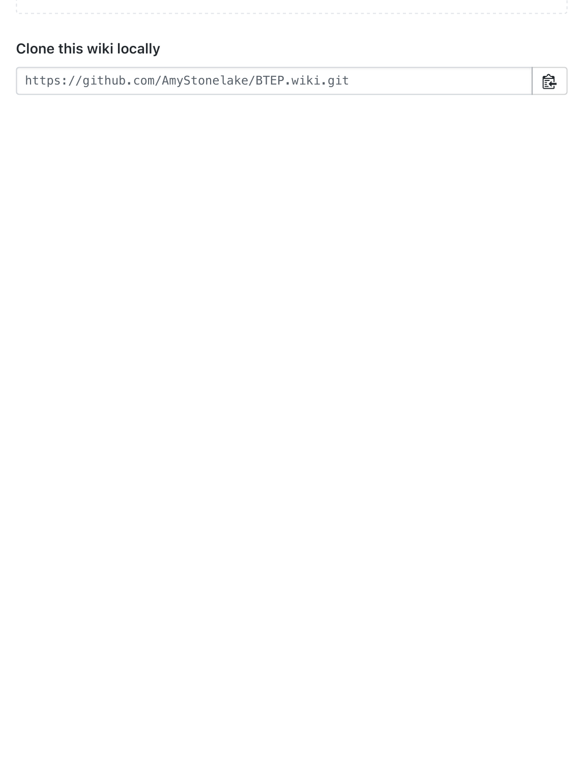### Clone this wiki locally

```
https://github.com/AmyStonelake/BTEP.wiki.git
```